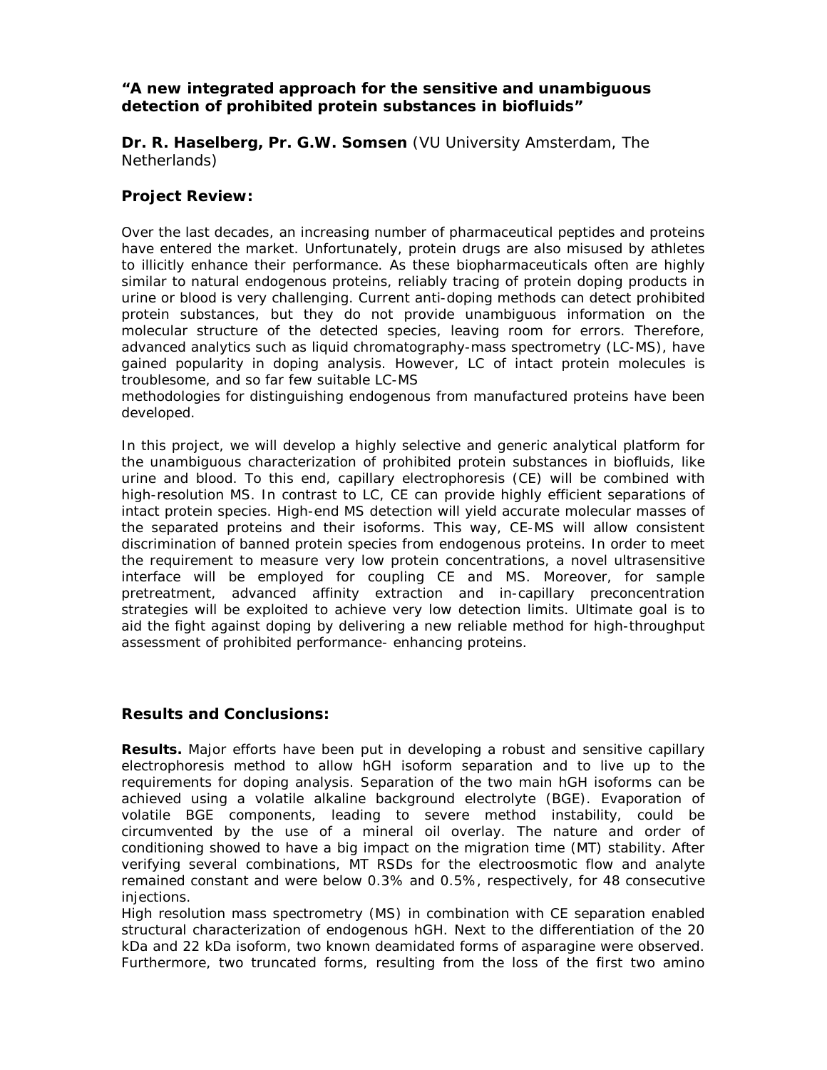**"A new integrated approach for the sensitive and unambiguous detection of prohibited protein substances in biofluids"**

**Dr. R. Haselberg, Pr. G.W. Somsen** (VU University Amsterdam, The Netherlands)

### Project Review:

Over the last decades, an increasing number of pharmaceutical peptides and proteins have entered the market. Unfortunately, protein drugs are also misused by athletes to illicitly enhance their performance. As these biopharmaceuticals often are highly similar to natural endogenous proteins, reliably tracing of protein doping products in urine or blood is very challenging. Current anti-doping methods can detect prohibited protein substances, but they do not provide unambiguous information on the molecular structure of the detected species, leaving room for errors. Therefore, advanced analytics such as liquid chromatography-mass spectrometry (LC-MS), have gained popularity in doping analysis. However, LC of intact protein molecules is troublesome, and so far few suitable LC-MS methodologies for distinguishing endogenous from manufactured proteins have been developed.

In this project, we will develop a highly selective and generic analytical platform for the unambiguous characterization of prohibited protein substances in biofluids, like urine and blood. To this end, capillary electrophoresis (CE) will be combined with high-resolution MS. In contrast to LC, CE can provide highly efficient separations of intact protein species. High-end MS detection will yield accurate molecular masses of the separated proteins and their isoforms. This way, CE-MS will allow consistent discrimination of banned protein species from endogenous proteins. In order to meet the requirement to measure very low protein concentrations, a novel ultrasensitive interface will be employed for coupling CE and MS. Moreover, for sample pretreatment, advanced affinity extraction and in-capillary preconcentration strategies will be exploited to achieve very low detection limits. Ultimate goal is to aid the fight against doping by delivering a new reliable method for high-throughput assessment of prohibited performance- enhancing proteins.

### Results and Conclusions:

**Results.** Major efforts have been put in developing a robust and sensitive capillary electrophoresis method to allow hGH isoform separation and to live up to the requirements for doping analysis. Separation of the two main hGH isoforms can be achieved using a volatile alkaline background electrolyte (BGE). Evaporation of volatile BGE components, leading to severe method instability, could be circumvented by the use of a mineral oil overlay. The nature and order of conditioning showed to have a big impact on the migration time (MT) stability. After verifying several combinations, MT RSDs for the electroosmotic flow and analyte remained constant and were below 0.3% and 0.5%, respectively, for 48 consecutive injections.
High resolution mass spectrometry (MS) in combination with CE separation enabled structural characterization of endogenous hGH. Next to the differentiation of the 20 kDa and 22 kDa isoform, two known deamidated forms of asparagine were observed. Furthermore, two truncated forms, resulting from the loss of the first two amino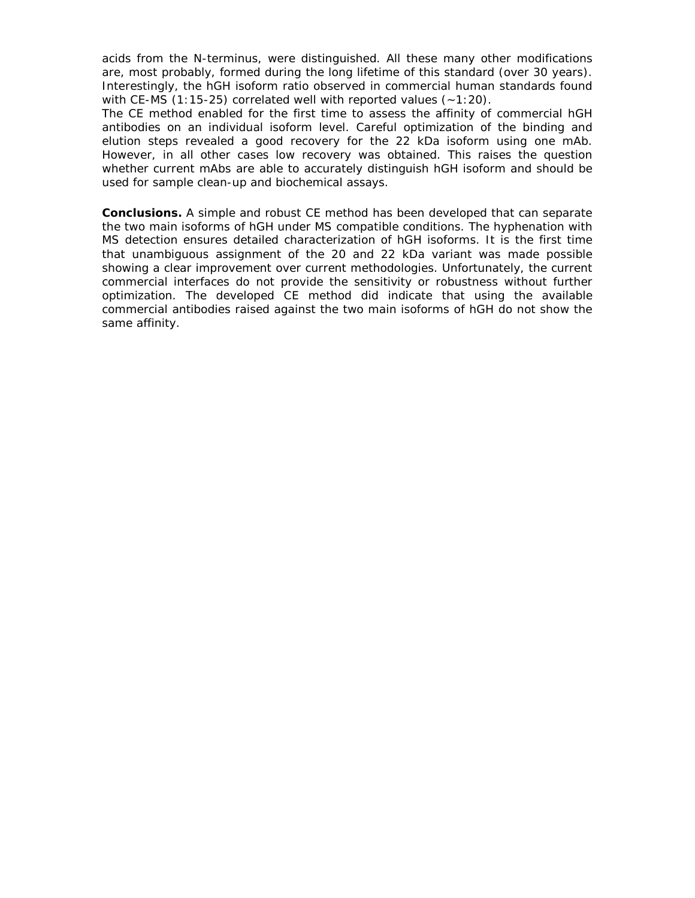acids from the N-terminus, were distinguished. All these many other modifications are, most probably, formed during the long lifetime of this standard (over 30 years). Interestingly, the hGH isoform ratio observed in commercial human standards found with CE-MS (1:15-25) correlated well with reported values (~1:20).

The CE method enabled for the first time to assess the affinity of commercial hGH antibodies on an individual isoform level. Careful optimization of the binding and elution steps revealed a good recovery for the 22 kDa isoform using one mAb. However, in all other cases low recovery was obtained. This raises the question whether current mAbs are able to accurately distinguish hGH isoform and should be used for sample clean-up and biochemical assays.

**Conclusions.** A simple and robust CE method has been developed that can separate the two main isoforms of hGH under MS compatible conditions. The hyphenation with MS detection ensures detailed characterization of hGH isoforms. It is the first time that unambiguous assignment of the 20 and 22 kDa variant was made possible showing a clear improvement over current methodologies. Unfortunately, the current commercial interfaces do not provide the sensitivity or robustness without further optimization. The developed CE method did indicate that using the available commercial antibodies raised against the two main isoforms of hGH do not show the same affinity.